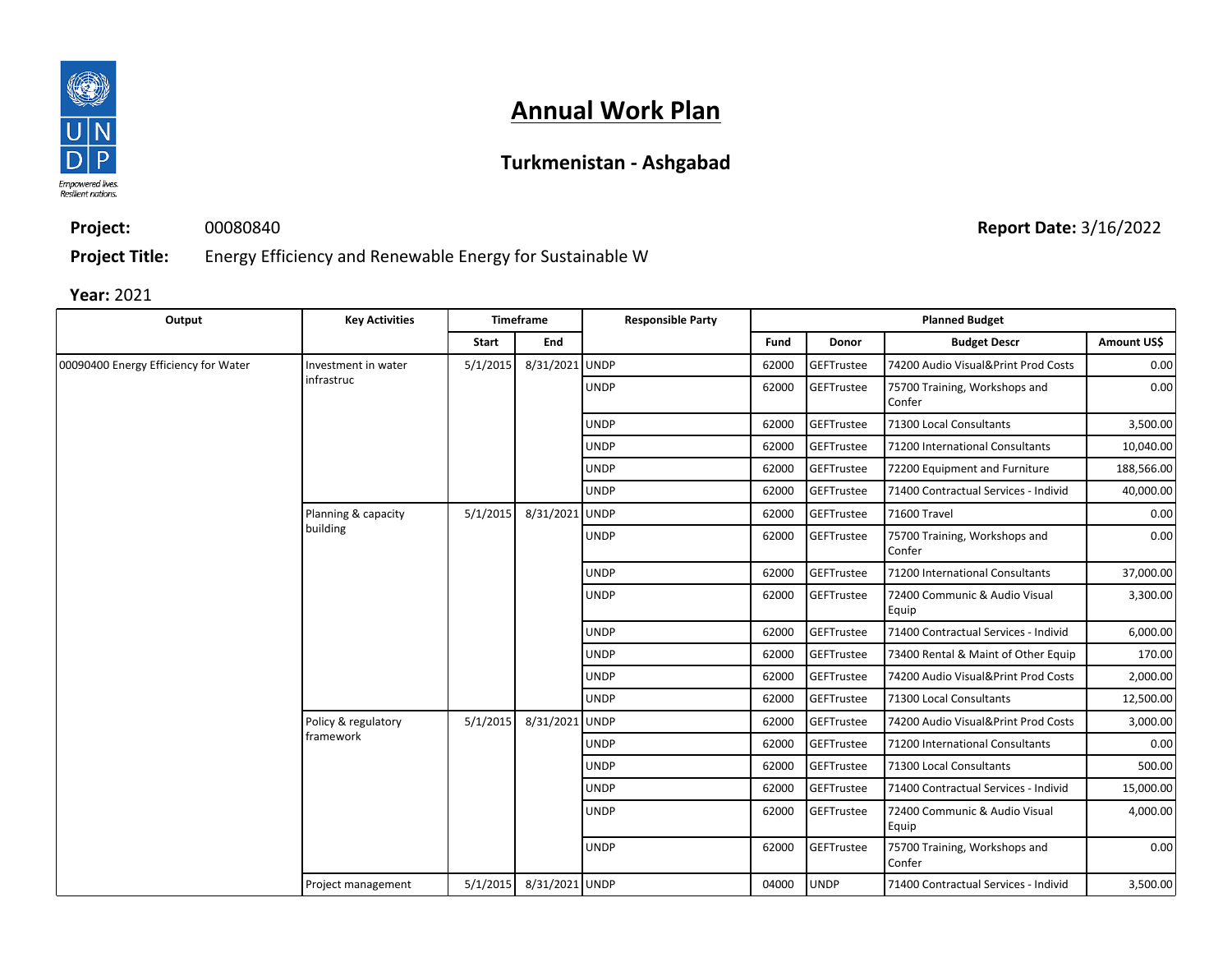# Annual Work Plan

## Turkmenistan - Ashgabad

**Project:** 00080840 **Report Date:** 3/16/2022

**Project Title:** Energy Efficiency and Renewable Energy for Sustainable W

**Year:** 2021

| Output | Key Activities | Timeframe | | Responsible Party | Planned Budget | | | |
|---|---|---|---|---|---|---|---|---|
| | | Start | End | | Fund | Donor | Budget Descr | Amount US$ |
| 00090400 Energy Efficiency for Water | Investment in water infrastruc | 5/1/2015 | 8/31/2021 | UNDP | 62000 | GEFTrustee | 74200 Audio Visual&Print Prod Costs | 0.00 |
| | | | | UNDP | 62000 | GEFTrustee | 75700 Training, Workshops and Confer | 0.00 |
| | | | | UNDP | 62000 | GEFTrustee | 71300 Local Consultants | 3,500.00 |
| | | | | UNDP | 62000 | GEFTrustee | 71200 International Consultants | 10,040.00 |
| | | | | UNDP | 62000 | GEFTrustee | 72200 Equipment and Furniture | 188,566.00 |
| | | | | UNDP | 62000 | GEFTrustee | 71400 Contractual Services - Individ | 40,000.00 |
| | Planning & capacity building | 5/1/2015 | 8/31/2021 | UNDP | 62000 | GEFTrustee | 71600 Travel | 0.00 |
| | | | | UNDP | 62000 | GEFTrustee | 75700 Training, Workshops and Confer | 0.00 |
| | | | | UNDP | 62000 | GEFTrustee | 71200 International Consultants | 37,000.00 |
| | | | | UNDP | 62000 | GEFTrustee | 72400 Communic & Audio Visual Equip | 3,300.00 |
| | | | | UNDP | 62000 | GEFTrustee | 71400 Contractual Services - Individ | 6,000.00 |
| | | | | UNDP | 62000 | GEFTrustee | 73400 Rental & Maint of Other Equip | 170.00 |
| | | | | UNDP | 62000 | GEFTrustee | 74200 Audio Visual&Print Prod Costs | 2,000.00 |
| | | | | UNDP | 62000 | GEFTrustee | 71300 Local Consultants | 12,500.00 |
| | Policy & regulatory framework | 5/1/2015 | 8/31/2021 | UNDP | 62000 | GEFTrustee | 74200 Audio Visual&Print Prod Costs | 3,000.00 |
| | | | | UNDP | 62000 | GEFTrustee | 71200 International Consultants | 0.00 |
| | | | | UNDP | 62000 | GEFTrustee | 71300 Local Consultants | 500.00 |
| | | | | UNDP | 62000 | GEFTrustee | 71400 Contractual Services - Individ | 15,000.00 |
| | | | | UNDP | 62000 | GEFTrustee | 72400 Communic & Audio Visual Equip | 4,000.00 |
| | | | | UNDP | 62000 | GEFTrustee | 75700 Training, Workshops and Confer | 0.00 |
| | Project management | 5/1/2015 | 8/31/2021 | UNDP | 04000 | UNDP | 71400 Contractual Services - Individ | 3,500.00 |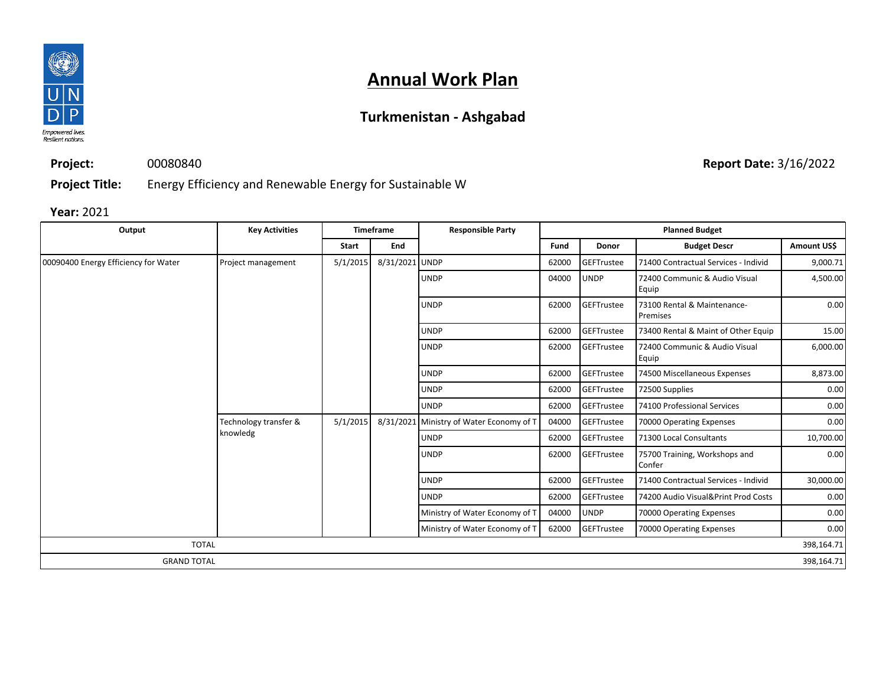# Annual Work Plan

## Turkmenistan - Ashgabad

**Project:** 00080840 **Report Date:** 3/16/2022

**Project Title:** Energy Efficiency and Renewable Energy for Sustainable W

**Year:** 2021

| Output | Key Activities | Timeframe | | Responsible Party | Planned Budget | | | |
|---|---|---|---|---|---|---|---|---|
| | | Start | End | | Fund | Donor | Budget Descr | Amount US$ |
| 00090400 Energy Efficiency for Water | Project management | 5/1/2015 | 8/31/2021 | UNDP | 62000 | GEFTrustee | 71400 Contractual Services - Individ | 9,000.71 |
| | | | | UNDP | 04000 | UNDP | 72400 Communic & Audio Visual Equip | 4,500.00 |
| | | | | UNDP | 62000 | GEFTrustee | 73100 Rental & Maintenance-Premises | 0.00 |
| | | | | UNDP | 62000 | GEFTrustee | 73400 Rental & Maint of Other Equip | 15.00 |
| | | | | UNDP | 62000 | GEFTrustee | 72400 Communic & Audio Visual Equip | 6,000.00 |
| | | | | UNDP | 62000 | GEFTrustee | 74500 Miscellaneous Expenses | 8,873.00 |
| | | | | UNDP | 62000 | GEFTrustee | 72500 Supplies | 0.00 |
| | | | | UNDP | 62000 | GEFTrustee | 74100 Professional Services | 0.00 |
| | Technology transfer & knowledg | 5/1/2015 | 8/31/2021 | Ministry of Water Economy of T | 04000 | GEFTrustee | 70000 Operating Expenses | 0.00 |
| | | | | UNDP | 62000 | GEFTrustee | 71300 Local Consultants | 10,700.00 |
| | | | | UNDP | 62000 | GEFTrustee | 75700 Training, Workshops and Confer | 0.00 |
| | | | | UNDP | 62000 | GEFTrustee | 71400 Contractual Services - Individ | 30,000.00 |
| | | | | UNDP | 62000 | GEFTrustee | 74200 Audio Visual&Print Prod Costs | 0.00 |
| | | | | Ministry of Water Economy of T | 04000 | UNDP | 70000 Operating Expenses | 0.00 |
| | | | | Ministry of Water Economy of T | 62000 | GEFTrustee | 70000 Operating Expenses | 0.00 |
| TOTAL | | | | | | | | 398,164.71 |
| GRAND TOTAL | | | | | | | | 398,164.71 |